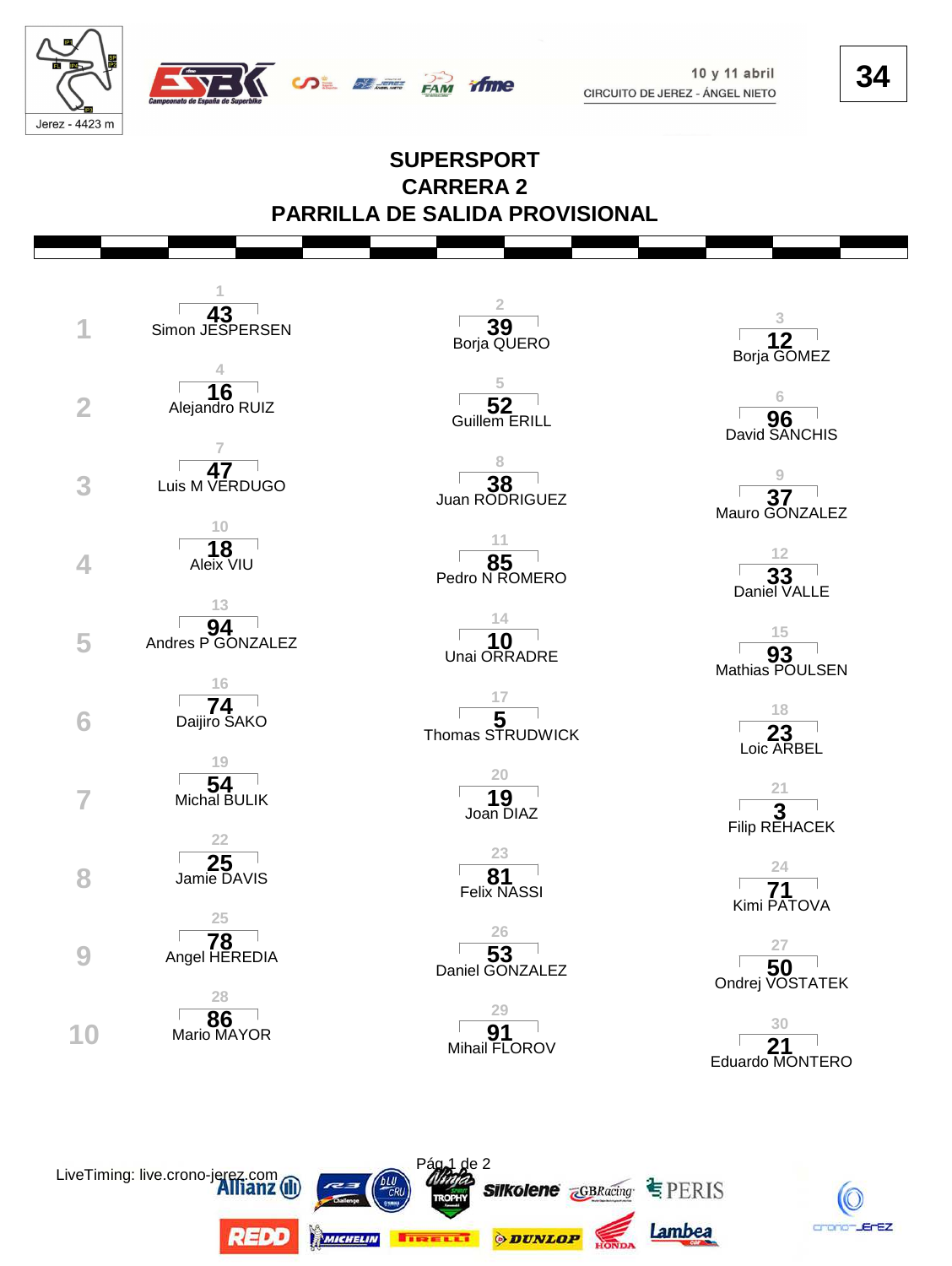10 y 11 abril
CIRCUITO DE JEREZ - ÁNGEL NIETO

Jerez - 4423 m

**34**

# SUPERSPORT
# CARRERA 2
# PARRILLA DE SALIDA PROVISIONAL

| Fila | | | |
|---|---|---|---|
| 1 | 1 - **43** Simon JESPERSEN | 2 - **39** Borja QUERO | 3 - **12** Borja GOMEZ |
| 2 | 4 - **16** Alejandro RUIZ | 5 - **52** Guillem ERILL | 6 - **96** David SANCHIS |
| 3 | 7 - **47** Luis M VERDUGO | 8 - **38** Juan RODRIGUEZ | 9 - **37** Mauro GONZALEZ |
| 4 | 10 - **18** Aleix VIU | 11 - **85** Pedro N ROMERO | 12 - **33** Daniel VALLE |
| 5 | 13 - **94** Andres P GONZALEZ | 14 - **10** Unai ORRADRE | 15 - **93** Mathias POULSEN |
| 6 | 16 - **74** Daijiro SAKO | 17 - **5** Thomas STRUDWICK | 18 - **23** Loic ARBEL |
| 7 | 19 - **54** Michal BULIK | 20 - **19** Joan DIAZ | 21 - **3** Filip REHACEK |
| 8 | 22 - **25** Jamie DAVIS | 23 - **81** Felix NASSI | 24 - **71** Kimi PATOVA |
| 9 | 25 - **78** Angel HEREDIA | 26 - **53** Daniel GONZALEZ | 27 - **50** Ondrej VOSTATEK |
| 10 | 28 - **86** Mario MAYOR | 29 - **91** Mihail FLOROV | 30 - **21** Eduardo MONTERO |

LiveTiming: live.crono-jerez.com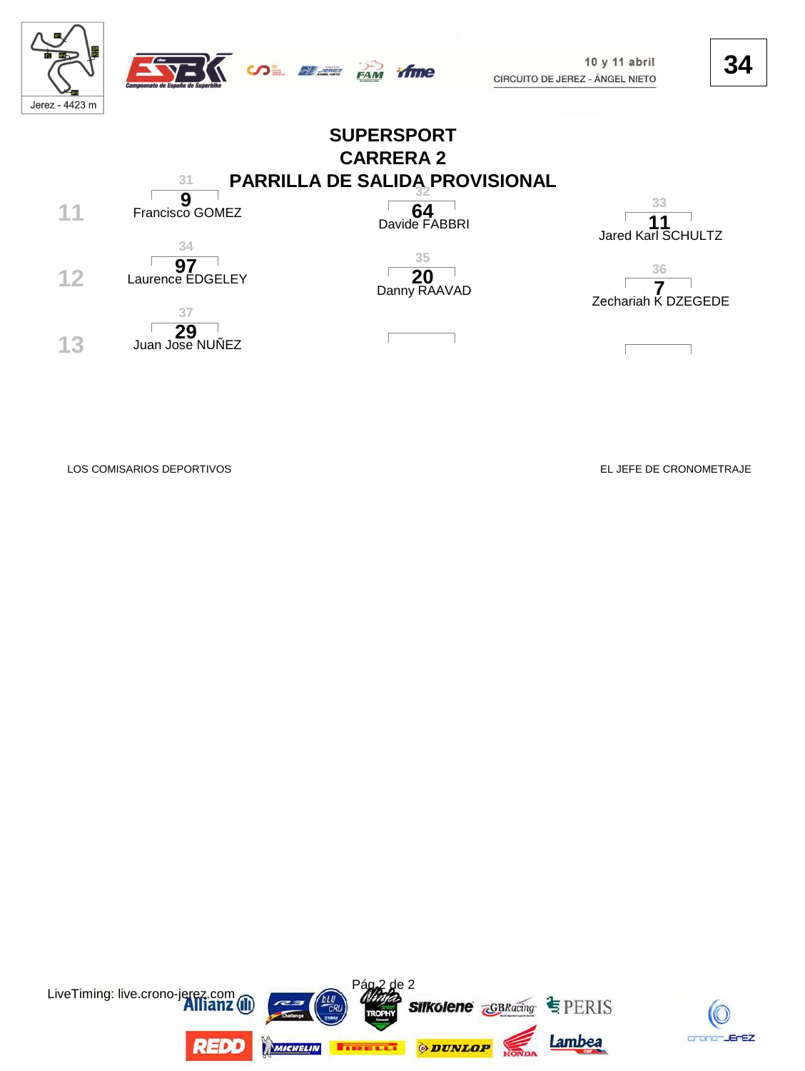10 y 11 abril

CIRCUITO DE JEREZ - ÁNGEL NIETO

# SUPERSPORT
## CARRERA 2
## PARRILLA DE SALIDA PROVISIONAL

| Fila | | | |
|---|---|---|---|
| 11 | 31 **9** Francisco GOMEZ | 32 **64** Davide FABBRI | 33 **11** Jared Karl SCHULTZ |
| 12 | 34 **97** Laurence EDGELEY | 35 **20** Danny RAAVAD | 36 **7** Zechariah K DZEGEDE |
| 13 | 37 **29** Juan Jose NUÑEZ | | |

LOS COMISARIOS DEPORTIVOS

EL JEFE DE CRONOMETRAJE

LiveTiming: live.crono-jerez.com